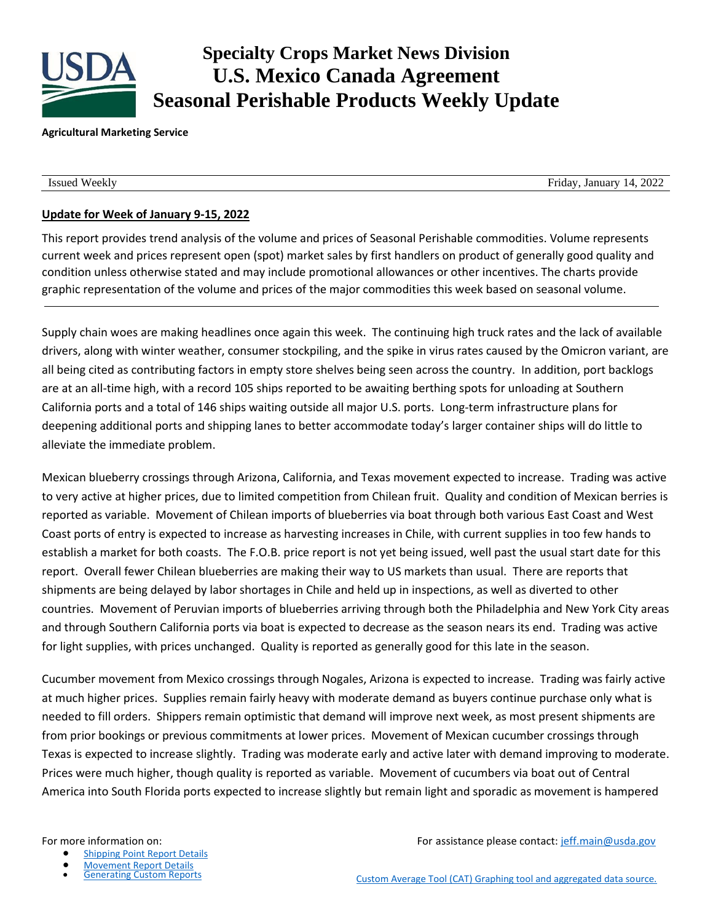# Specialty Crops Market News Division
# U.S. Mexico Canada Agreement
# Seasonal Perishable Products Weekly Update

**Agricultural Marketing Service**

Issued Weekly — Friday, January 14, 2022

**Update for Week of January 9-15, 2022**

This report provides trend analysis of the volume and prices of Seasonal Perishable commodities. Volume represents current week and prices represent open (spot) market sales by first handlers on product of generally good quality and condition unless otherwise stated and may include promotional allowances or other incentives. The charts provide graphic representation of the volume and prices of the major commodities this week based on seasonal volume.

---

Supply chain woes are making headlines once again this week. The continuing high truck rates and the lack of available drivers, along with winter weather, consumer stockpiling, and the spike in virus rates caused by the Omicron variant, are all being cited as contributing factors in empty store shelves being seen across the country. In addition, port backlogs are at an all-time high, with a record 105 ships reported to be awaiting berthing spots for unloading at Southern California ports and a total of 146 ships waiting outside all major U.S. ports. Long-term infrastructure plans for deepening additional ports and shipping lanes to better accommodate today's larger container ships will do little to alleviate the immediate problem.

Mexican blueberry crossings through Arizona, California, and Texas movement expected to increase. Trading was active to very active at higher prices, due to limited competition from Chilean fruit. Quality and condition of Mexican berries is reported as variable. Movement of Chilean imports of blueberries via boat through both various East Coast and West Coast ports of entry is expected to increase as harvesting increases in Chile, with current supplies in too few hands to establish a market for both coasts. The F.O.B. price report is not yet being issued, well past the usual start date for this report. Overall fewer Chilean blueberries are making their way to US markets than usual. There are reports that shipments are being delayed by labor shortages in Chile and held up in inspections, as well as diverted to other countries. Movement of Peruvian imports of blueberries arriving through both the Philadelphia and New York City areas and through Southern California ports via boat is expected to decrease as the season nears its end. Trading was active for light supplies, with prices unchanged. Quality is reported as generally good for this late in the season.

Cucumber movement from Mexico crossings through Nogales, Arizona is expected to increase. Trading was fairly active at much higher prices. Supplies remain fairly heavy with moderate demand as buyers continue purchase only what is needed to fill orders. Shippers remain optimistic that demand will improve next week, as most present shipments are from prior bookings or previous commitments at lower prices. Movement of Mexican cucumber crossings through Texas is expected to increase slightly. Trading was moderate early and active later with demand improving to moderate. Prices were much higher, though quality is reported as variable. Movement of cucumbers via boat out of Central America into South Florida ports expected to increase slightly but remain light and sporadic as movement is hampered

For more information on:

- Shipping Point Report Details
- Movement Report Details
- Generating Custom Reports

For assistance please contact: jeff.main@usda.gov

Custom Average Tool (CAT) Graphing tool and aggregated data source.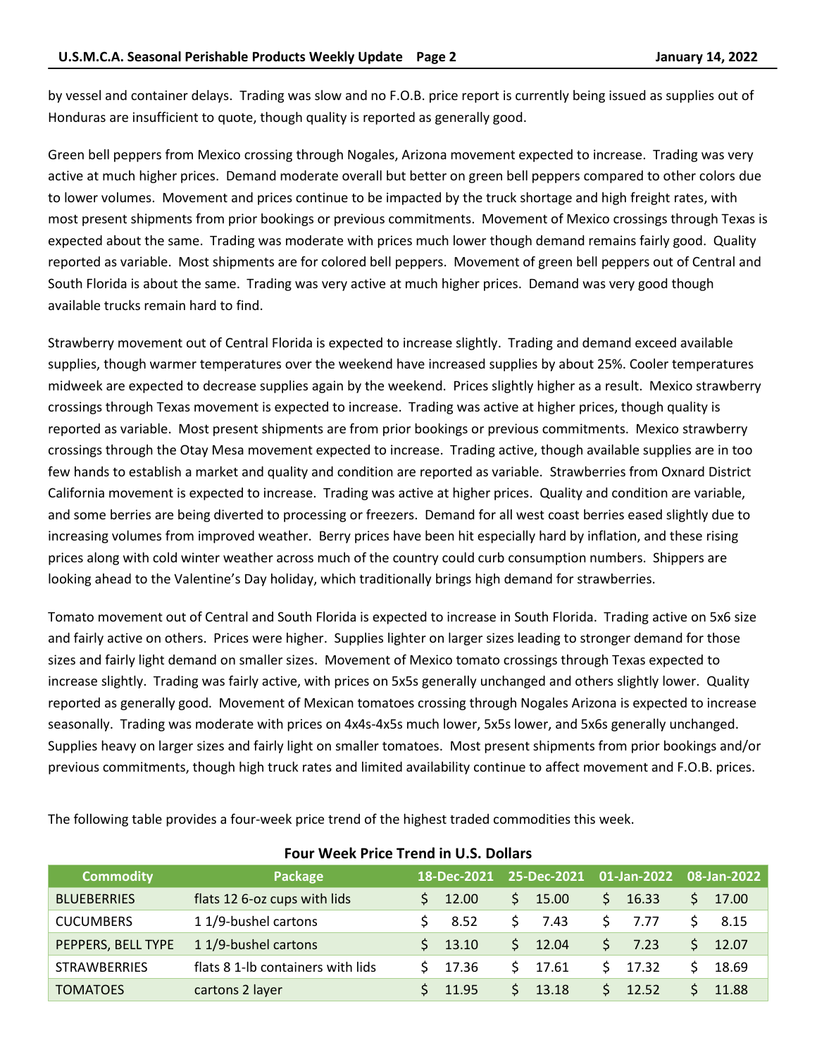by vessel and container delays. Trading was slow and no F.O.B. price report is currently being issued as supplies out of Honduras are insufficient to quote, though quality is reported as generally good.

Green bell peppers from Mexico crossing through Nogales, Arizona movement expected to increase. Trading was very active at much higher prices. Demand moderate overall but better on green bell peppers compared to other colors due to lower volumes. Movement and prices continue to be impacted by the truck shortage and high freight rates, with most present shipments from prior bookings or previous commitments. Movement of Mexico crossings through Texas is expected about the same. Trading was moderate with prices much lower though demand remains fairly good. Quality reported as variable. Most shipments are for colored bell peppers. Movement of green bell peppers out of Central and South Florida is about the same. Trading was very active at much higher prices. Demand was very good though available trucks remain hard to find.

Strawberry movement out of Central Florida is expected to increase slightly. Trading and demand exceed available supplies, though warmer temperatures over the weekend have increased supplies by about 25%. Cooler temperatures midweek are expected to decrease supplies again by the weekend. Prices slightly higher as a result. Mexico strawberry crossings through Texas movement is expected to increase. Trading was active at higher prices, though quality is reported as variable. Most present shipments are from prior bookings or previous commitments. Mexico strawberry crossings through the Otay Mesa movement expected to increase. Trading active, though available supplies are in too few hands to establish a market and quality and condition are reported as variable. Strawberries from Oxnard District California movement is expected to increase. Trading was active at higher prices. Quality and condition are variable, and some berries are being diverted to processing or freezers. Demand for all west coast berries eased slightly due to increasing volumes from improved weather. Berry prices have been hit especially hard by inflation, and these rising prices along with cold winter weather across much of the country could curb consumption numbers. Shippers are looking ahead to the Valentine's Day holiday, which traditionally brings high demand for strawberries.

Tomato movement out of Central and South Florida is expected to increase in South Florida. Trading active on 5x6 size and fairly active on others. Prices were higher. Supplies lighter on larger sizes leading to stronger demand for those sizes and fairly light demand on smaller sizes. Movement of Mexico tomato crossings through Texas expected to increase slightly. Trading was fairly active, with prices on 5x5s generally unchanged and others slightly lower. Quality reported as generally good. Movement of Mexican tomatoes crossing through Nogales Arizona is expected to increase seasonally. Trading was moderate with prices on 4x4s-4x5s much lower, 5x5s lower, and 5x6s generally unchanged. Supplies heavy on larger sizes and fairly light on smaller tomatoes. Most present shipments from prior bookings and/or previous commitments, though high truck rates and limited availability continue to affect movement and F.O.B. prices.

The following table provides a four-week price trend of the highest traded commodities this week.

**Four Week Price Trend in U.S. Dollars**

| Commodity | Package | 18-Dec-2021 | 25-Dec-2021 | 01-Jan-2022 | 08-Jan-2022 |
|---|---|---|---|---|---|
| BLUEBERRIES | flats 12 6-oz cups with lids | $ 12.00 | $ 15.00 | $ 16.33 | $ 17.00 |
| CUCUMBERS | 1 1/9-bushel cartons | $ 8.52 | $ 7.43 | $ 7.77 | $ 8.15 |
| PEPPERS, BELL TYPE | 1 1/9-bushel cartons | $ 13.10 | $ 12.04 | $ 7.23 | $ 12.07 |
| STRAWBERRIES | flats 8 1-lb containers with lids | $ 17.36 | $ 17.61 | $ 17.32 | $ 18.69 |
| TOMATOES | cartons 2 layer | $ 11.95 | $ 13.18 | $ 12.52 | $ 11.88 |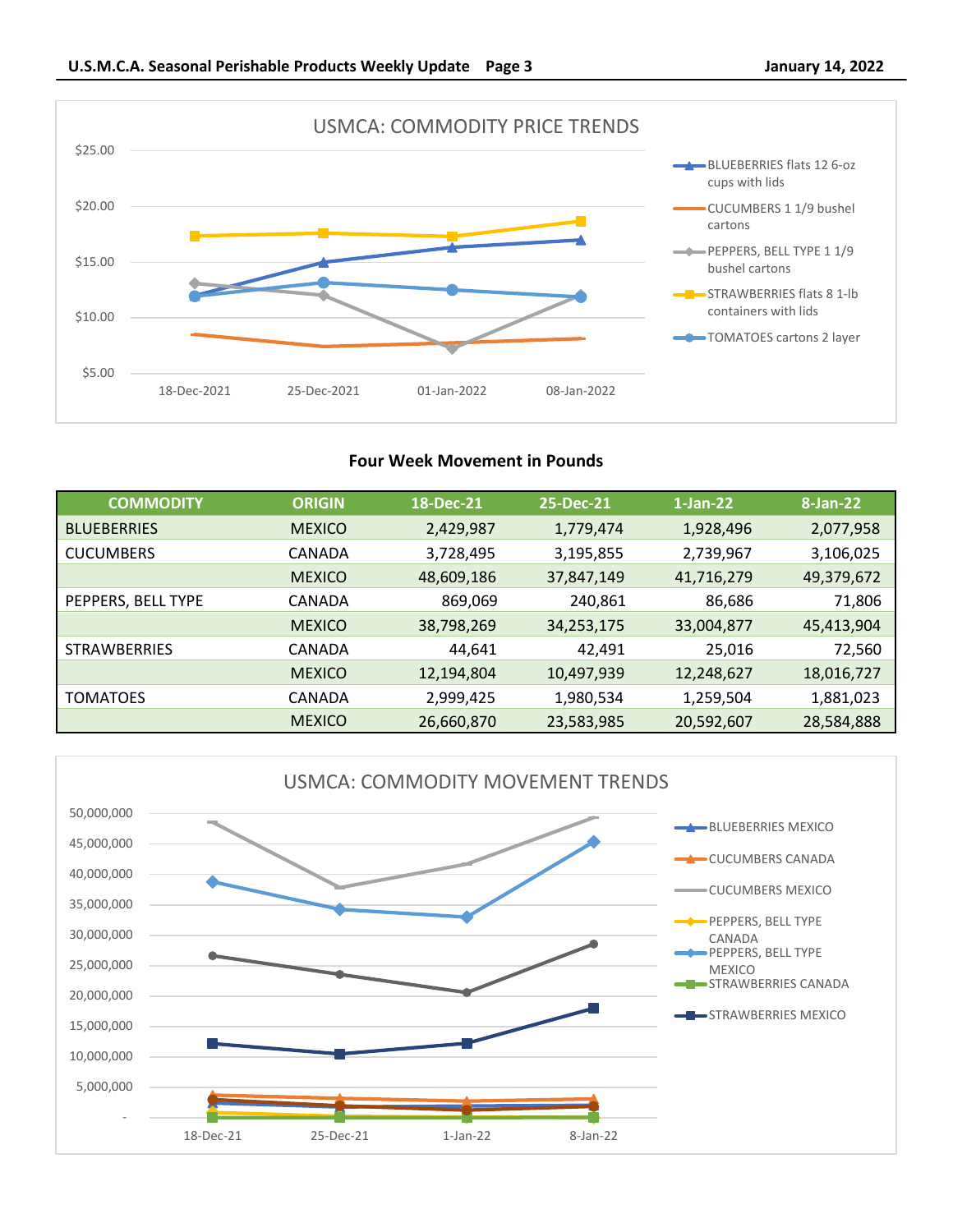**USMCA: COMMODITY PRICE TRENDS**

**Four Week Movement in Pounds**

| COMMODITY | ORIGIN | 18-Dec-21 | 25-Dec-21 | 1-Jan-22 | 8-Jan-22 |
|---|---|---|---|---|---|
| BLUEBERRIES | MEXICO | 2,429,987 | 1,779,474 | 1,928,496 | 2,077,958 |
| CUCUMBERS | CANADA | 3,728,495 | 3,195,855 | 2,739,967 | 3,106,025 |
| | MEXICO | 48,609,186 | 37,847,149 | 41,716,279 | 49,379,672 |
| PEPPERS, BELL TYPE | CANADA | 869,069 | 240,861 | 86,686 | 71,806 |
| | MEXICO | 38,798,269 | 34,253,175 | 33,004,877 | 45,413,904 |
| STRAWBERRIES | CANADA | 44,641 | 42,491 | 25,016 | 72,560 |
| | MEXICO | 12,194,804 | 10,497,939 | 12,248,627 | 18,016,727 |
| TOMATOES | CANADA | 2,999,425 | 1,980,534 | 1,259,504 | 1,881,023 |
| | MEXICO | 26,660,870 | 23,583,985 | 20,592,607 | 28,584,888 |

**USMCA: COMMODITY MOVEMENT TRENDS**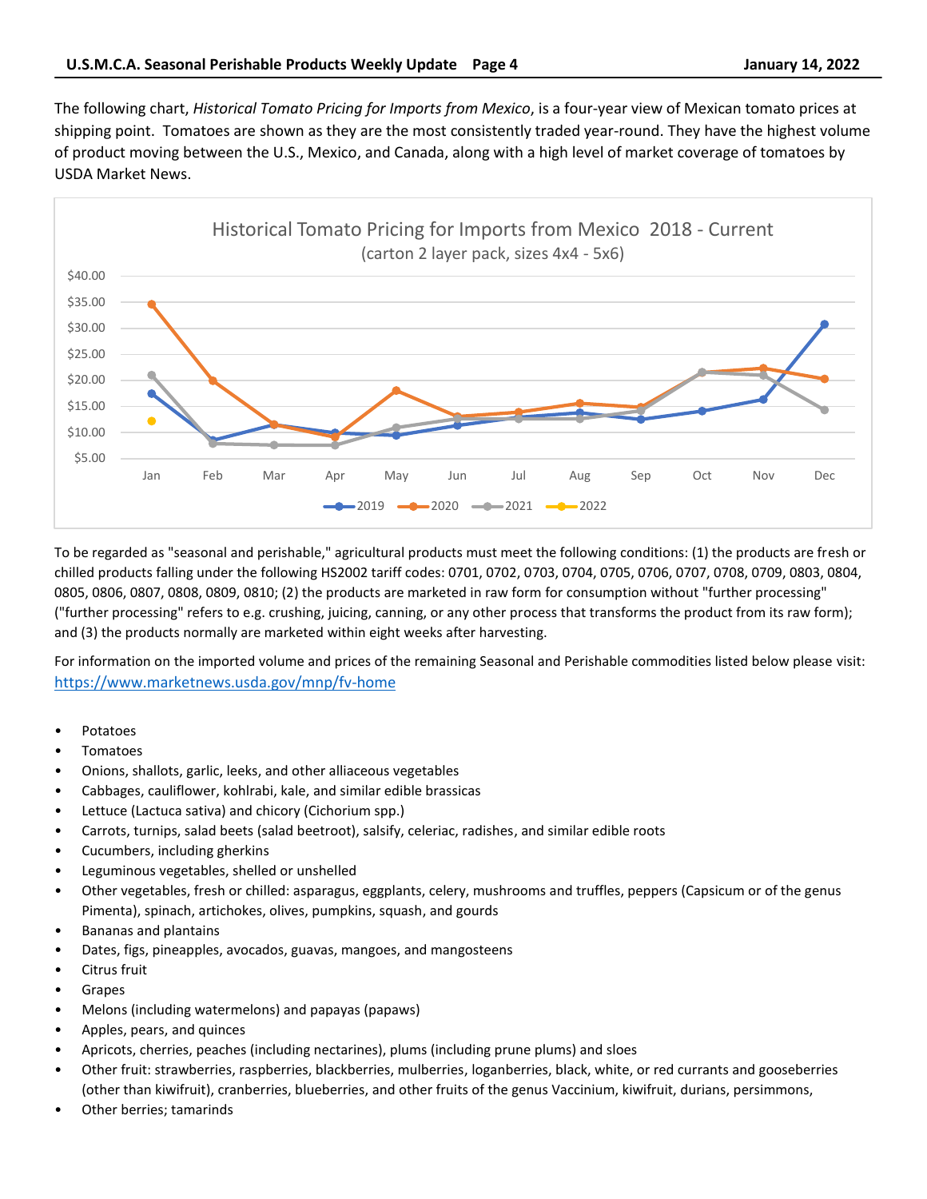The following chart, *Historical Tomato Pricing for Imports from Mexico*, is a four-year view of Mexican tomato prices at shipping point. Tomatoes are shown as they are the most consistently traded year-round. They have the highest volume of product moving between the U.S., Mexico, and Canada, along with a high level of market coverage of tomatoes by USDA Market News.

Historical Tomato Pricing for Imports from Mexico 2018 - Current

(carton 2 layer pack, sizes 4x4 - 5x6)

$40.00
$35.00
$30.00
$25.00
$20.00
$15.00
$10.00
$5.00

Jan Feb Mar Apr May Jun Jul Aug Sep Oct Nov Dec

2019 2020 2021 2022

To be regarded as "seasonal and perishable," agricultural products must meet the following conditions: (1) the products are fresh or chilled products falling under the following HS2002 tariff codes: 0701, 0702, 0703, 0704, 0705, 0706, 0707, 0708, 0709, 0803, 0804, 0805, 0806, 0807, 0808, 0809, 0810; (2) the products are marketed in raw form for consumption without "further processing" ("further processing" refers to e.g. crushing, juicing, canning, or any other process that transforms the product from its raw form); and (3) the products normally are marketed within eight weeks after harvesting.

For information on the imported volume and prices of the remaining Seasonal and Perishable commodities listed below please visit: https://www.marketnews.usda.gov/mnp/fv-home

- Potatoes
- Tomatoes
- Onions, shallots, garlic, leeks, and other alliaceous vegetables
- Cabbages, cauliflower, kohlrabi, kale, and similar edible brassicas
- Lettuce (Lactuca sativa) and chicory (Cichorium spp.)
- Carrots, turnips, salad beets (salad beetroot), salsify, celeriac, radishes, and similar edible roots
- Cucumbers, including gherkins
- Leguminous vegetables, shelled or unshelled
- Other vegetables, fresh or chilled: asparagus, eggplants, celery, mushrooms and truffles, peppers (Capsicum or of the genus Pimenta), spinach, artichokes, olives, pumpkins, squash, and gourds
- Bananas and plantains
- Dates, figs, pineapples, avocados, guavas, mangoes, and mangosteens
- Citrus fruit
- Grapes
- Melons (including watermelons) and papayas (papaws)
- Apples, pears, and quinces
- Apricots, cherries, peaches (including nectarines), plums (including prune plums) and sloes
- Other fruit: strawberries, raspberries, blackberries, mulberries, loganberries, black, white, or red currants and gooseberries (other than kiwifruit), cranberries, blueberries, and other fruits of the genus Vaccinium, kiwifruit, durians, persimmons,
- Other berries; tamarinds